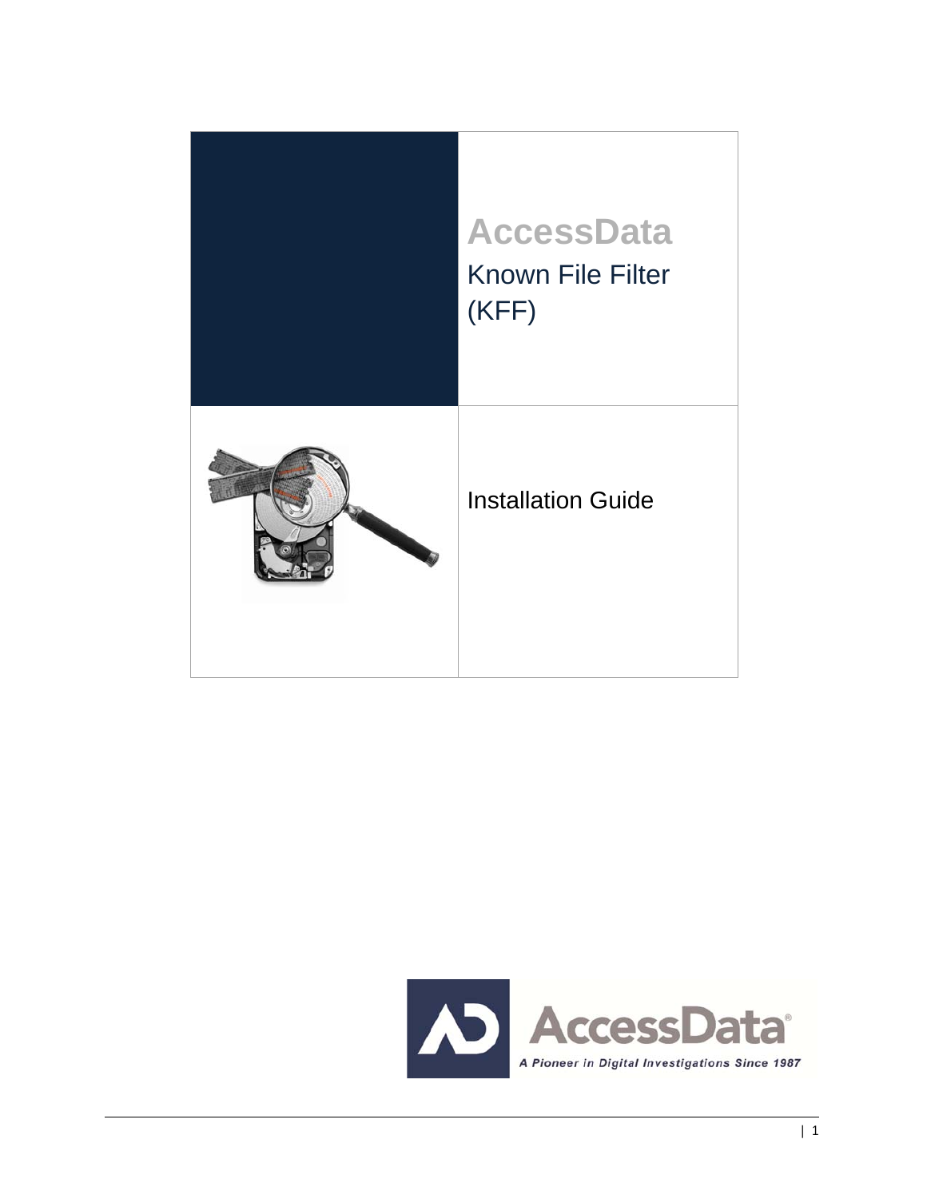# AccessData

## Known File Filter (KFF)

Installation Guide

AccessData

A Pioneer in Digital Investigations Since 1987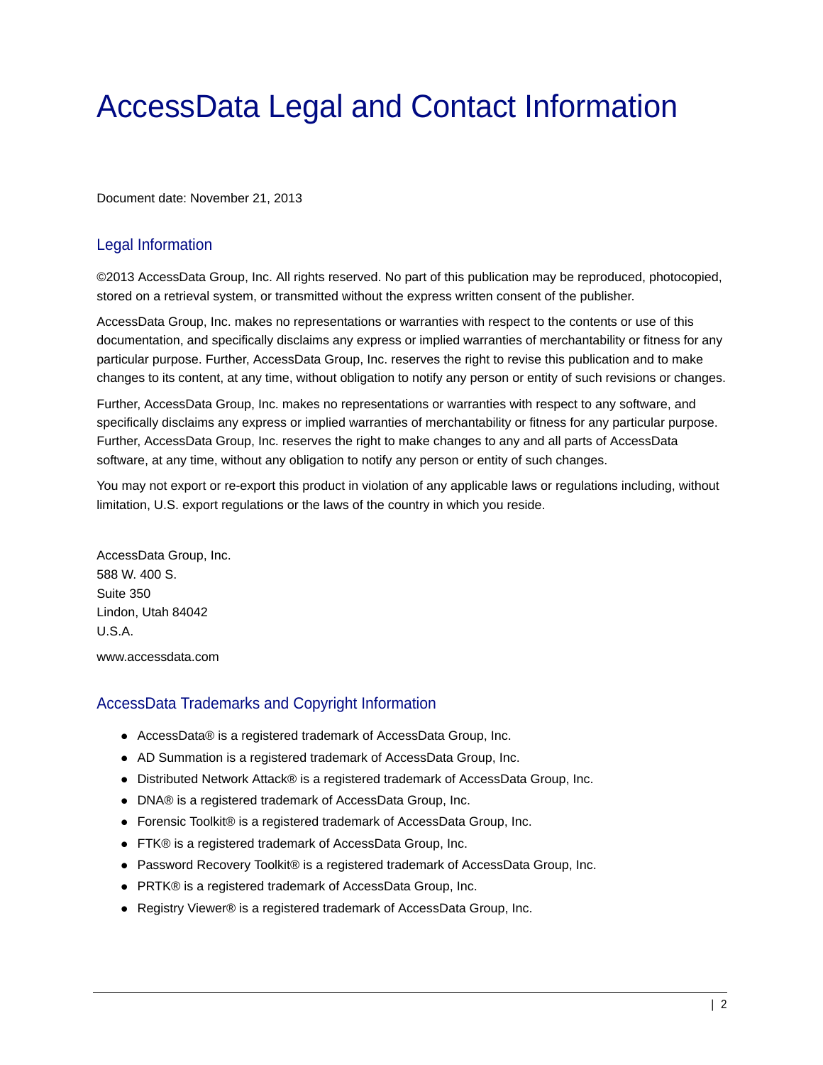# AccessData Legal and Contact Information

Document date: November 21, 2013

## Legal Information

©2013 AccessData Group, Inc. All rights reserved. No part of this publication may be reproduced, photocopied, stored on a retrieval system, or transmitted without the express written consent of the publisher.

AccessData Group, Inc. makes no representations or warranties with respect to the contents or use of this documentation, and specifically disclaims any express or implied warranties of merchantability or fitness for any particular purpose. Further, AccessData Group, Inc. reserves the right to revise this publication and to make changes to its content, at any time, without obligation to notify any person or entity of such revisions or changes.

Further, AccessData Group, Inc. makes no representations or warranties with respect to any software, and specifically disclaims any express or implied warranties of merchantability or fitness for any particular purpose. Further, AccessData Group, Inc. reserves the right to make changes to any and all parts of AccessData software, at any time, without any obligation to notify any person or entity of such changes.

You may not export or re-export this product in violation of any applicable laws or regulations including, without limitation, U.S. export regulations or the laws of the country in which you reside.

AccessData Group, Inc.
588 W. 400 S.
Suite 350
Lindon, Utah 84042
U.S.A.

www.accessdata.com

## AccessData Trademarks and Copyright Information

- AccessData® is a registered trademark of AccessData Group, Inc.
- AD Summation is a registered trademark of AccessData Group, Inc.
- Distributed Network Attack® is a registered trademark of AccessData Group, Inc.
- DNA® is a registered trademark of AccessData Group, Inc.
- Forensic Toolkit® is a registered trademark of AccessData Group, Inc.
- FTK® is a registered trademark of AccessData Group, Inc.
- Password Recovery Toolkit® is a registered trademark of AccessData Group, Inc.
- PRTK® is a registered trademark of AccessData Group, Inc.
- Registry Viewer® is a registered trademark of AccessData Group, Inc.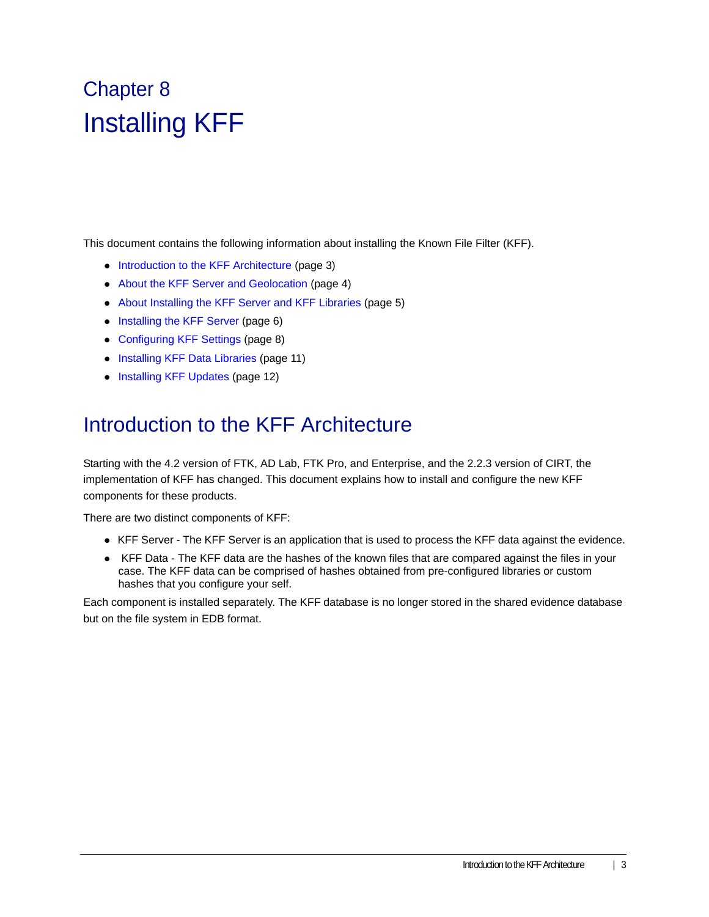# Chapter 8

# Installing KFF

This document contains the following information about installing the Known File Filter (KFF).

- Introduction to the KFF Architecture (page 3)
- About the KFF Server and Geolocation (page 4)
- About Installing the KFF Server and KFF Libraries (page 5)
- Installing the KFF Server (page 6)
- Configuring KFF Settings (page 8)
- Installing KFF Data Libraries (page 11)
- Installing KFF Updates (page 12)

## Introduction to the KFF Architecture

Starting with the 4.2 version of FTK, AD Lab, FTK Pro, and Enterprise, and the 2.2.3 version of CIRT, the implementation of KFF has changed. This document explains how to install and configure the new KFF components for these products.

There are two distinct components of KFF:

- KFF Server - The KFF Server is an application that is used to process the KFF data against the evidence.
- KFF Data - The KFF data are the hashes of the known files that are compared against the files in your case. The KFF data can be comprised of hashes obtained from pre-configured libraries or custom hashes that you configure your self.

Each component is installed separately. The KFF database is no longer stored in the shared evidence database but on the file system in EDB format.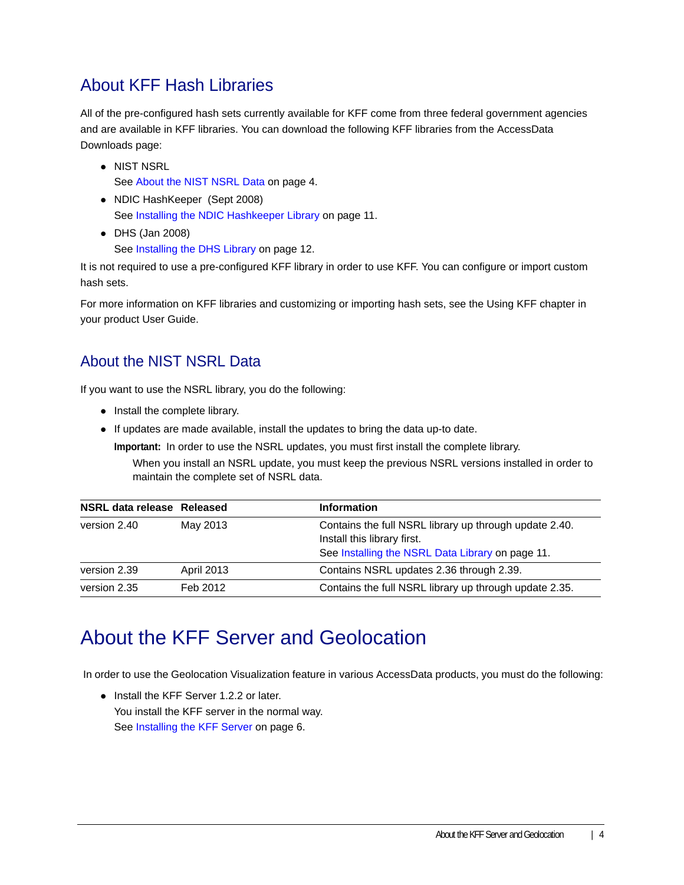## About KFF Hash Libraries

All of the pre-configured hash sets currently available for KFF come from three federal government agencies and are available in KFF libraries. You can download the following KFF libraries from the AccessData Downloads page:

- NIST NSRL
  See About the NIST NSRL Data on page 4.
- NDIC HashKeeper (Sept 2008)
  See Installing the NDIC Hashkeeper Library on page 11.
- DHS (Jan 2008)
  See Installing the DHS Library on page 12.

It is not required to use a pre-configured KFF library in order to use KFF. You can configure or import custom hash sets.

For more information on KFF libraries and customizing or importing hash sets, see the Using KFF chapter in your product User Guide.

## About the NIST NSRL Data

If you want to use the NSRL library, you do the following:

- Install the complete library.
- If updates are made available, install the updates to bring the data up-to date.

  **Important:** In order to use the NSRL updates, you must first install the complete library.

  When you install an NSRL update, you must keep the previous NSRL versions installed in order to maintain the complete set of NSRL data.

| NSRL data release | Released | Information |
|---|---|---|
| version 2.40 | May 2013 | Contains the full NSRL library up through update 2.40. Install this library first. See Installing the NSRL Data Library on page 11. |
| version 2.39 | April 2013 | Contains NSRL updates 2.36 through 2.39. |
| version 2.35 | Feb 2012 | Contains the full NSRL library up through update 2.35. |

# About the KFF Server and Geolocation

In order to use the Geolocation Visualization feature in various AccessData products, you must do the following:

- Install the KFF Server 1.2.2 or later.
  You install the KFF server in the normal way.
  See Installing the KFF Server on page 6.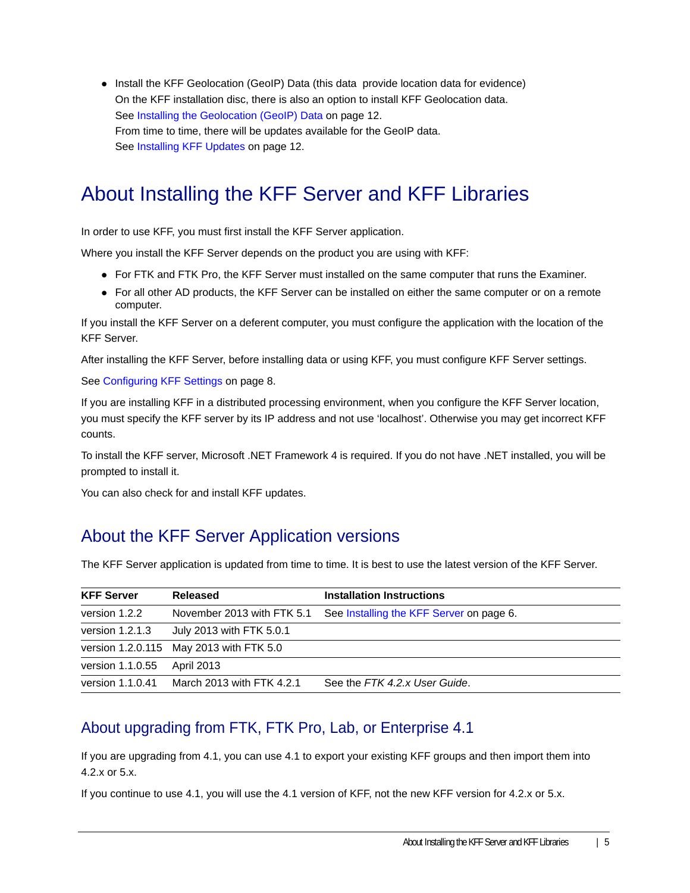- Install the KFF Geolocation (GeoIP) Data (this data  provide location data for evidence)
  On the KFF installation disc, there is also an option to install KFF Geolocation data.
  See Installing the Geolocation (GeoIP) Data on page 12.
  From time to time, there will be updates available for the GeoIP data.
  See Installing KFF Updates on page 12.

# About Installing the KFF Server and KFF Libraries

In order to use KFF, you must first install the KFF Server application.

Where you install the KFF Server depends on the product you are using with KFF:

- For FTK and FTK Pro, the KFF Server must installed on the same computer that runs the Examiner.
- For all other AD products, the KFF Server can be installed on either the same computer or on a remote computer.

If you install the KFF Server on a deferent computer, you must configure the application with the location of the KFF Server.

After installing the KFF Server, before installing data or using KFF, you must configure KFF Server settings.

See Configuring KFF Settings on page 8.

If you are installing KFF in a distributed processing environment, when you configure the KFF Server location, you must specify the KFF server by its IP address and not use 'localhost'. Otherwise you may get incorrect KFF counts.

To install the KFF server, Microsoft .NET Framework 4 is required. If you do not have .NET installed, you will be prompted to install it.

You can also check for and install KFF updates.

## About the KFF Server Application versions

The KFF Server application is updated from time to time. It is best to use the latest version of the KFF Server.

| KFF Server | Released | Installation Instructions |
|---|---|---|
| version 1.2.2 | November 2013 with FTK 5.1 | See Installing the KFF Server on page 6. |
| version 1.2.1.3 | July 2013 with FTK 5.0.1 | |
| version 1.2.0.115 | May 2013 with FTK 5.0 | |
| version 1.1.0.55 | April 2013 | |
| version 1.1.0.41 | March 2013 with FTK 4.2.1 | See the *FTK 4.2.x User Guide*. |

## About upgrading from FTK, FTK Pro, Lab, or Enterprise 4.1

If you are upgrading from 4.1, you can use 4.1 to export your existing KFF groups and then import them into 4.2.x or 5.x.

If you continue to use 4.1, you will use the 4.1 version of KFF, not the new KFF version for 4.2.x or 5.x.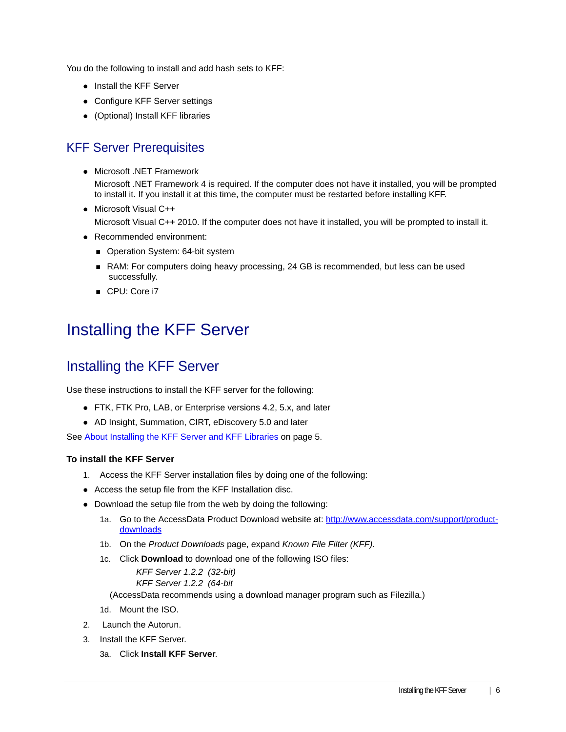You do the following to install and add hash sets to KFF:

- Install the KFF Server
- Configure KFF Server settings
- (Optional) Install KFF libraries

## KFF Server Prerequisites

- Microsoft .NET Framework
  Microsoft .NET Framework 4 is required. If the computer does not have it installed, you will be prompted to install it. If you install it at this time, the computer must be restarted before installing KFF.
- Microsoft Visual C++
  Microsoft Visual C++ 2010. If the computer does not have it installed, you will be prompted to install it.
- Recommended environment:
  - Operation System: 64-bit system
  - RAM: For computers doing heavy processing, 24 GB is recommended, but less can be used successfully.
  - CPU: Core i7

# Installing the KFF Server

## Installing the KFF Server

Use these instructions to install the KFF server for the following:

- FTK, FTK Pro, LAB, or Enterprise versions 4.2, 5.x, and later
- AD Insight, Summation, CIRT, eDiscovery 5.0 and later

See About Installing the KFF Server and KFF Libraries on page 5.

### To install the KFF Server

1. Access the KFF Server installation files by doing one of the following:

- Access the setup file from the KFF Installation disc.
- Download the setup file from the web by doing the following:

  1a. Go to the AccessData Product Download website at: [http://www.accessdata.com/support/product-downloads](http://www.accessdata.com/support/product-downloads)

  1b. On the *Product Downloads* page, expand *Known File Filter (KFF)*.

  1c. Click **Download** to download one of the following ISO files:

  *KFF Server 1.2.2 (32-bit)*
  *KFF Server 1.2.2 (64-bit*

  (AccessData recommends using a download manager program such as Filezilla.)

  1d. Mount the ISO.

2. Launch the Autorun.
3. Install the KFF Server.

   3a. Click **Install KFF Server**.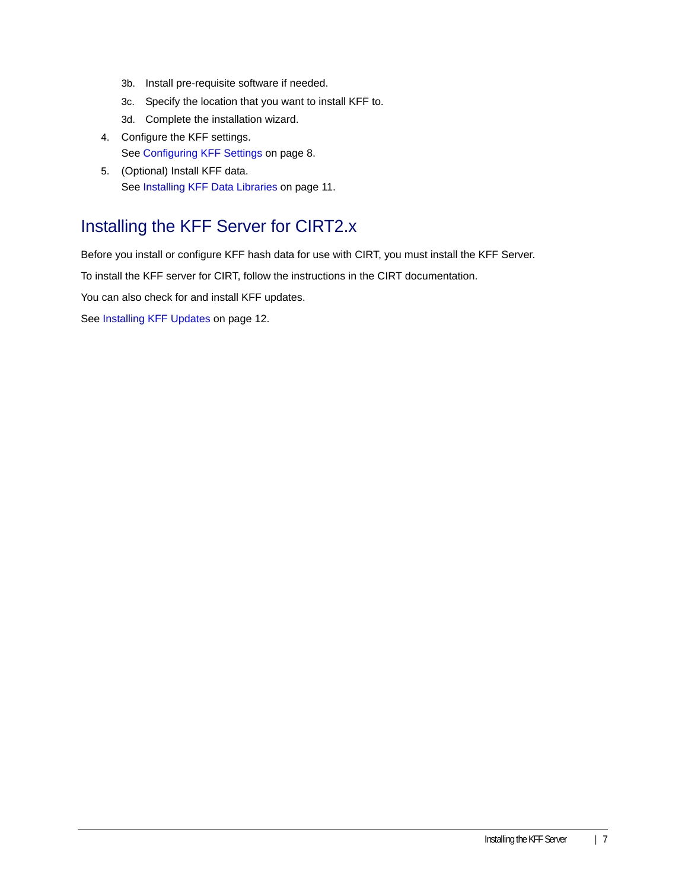3b. Install pre-requisite software if needed.

3c. Specify the location that you want to install KFF to.

3d. Complete the installation wizard.

4. Configure the KFF settings.
   See Configuring KFF Settings on page 8.
5. (Optional) Install KFF data.
   See Installing KFF Data Libraries on page 11.

## Installing the KFF Server for CIRT2.x

Before you install or configure KFF hash data for use with CIRT, you must install the KFF Server.

To install the KFF server for CIRT, follow the instructions in the CIRT documentation.

You can also check for and install KFF updates.

See Installing KFF Updates on page 12.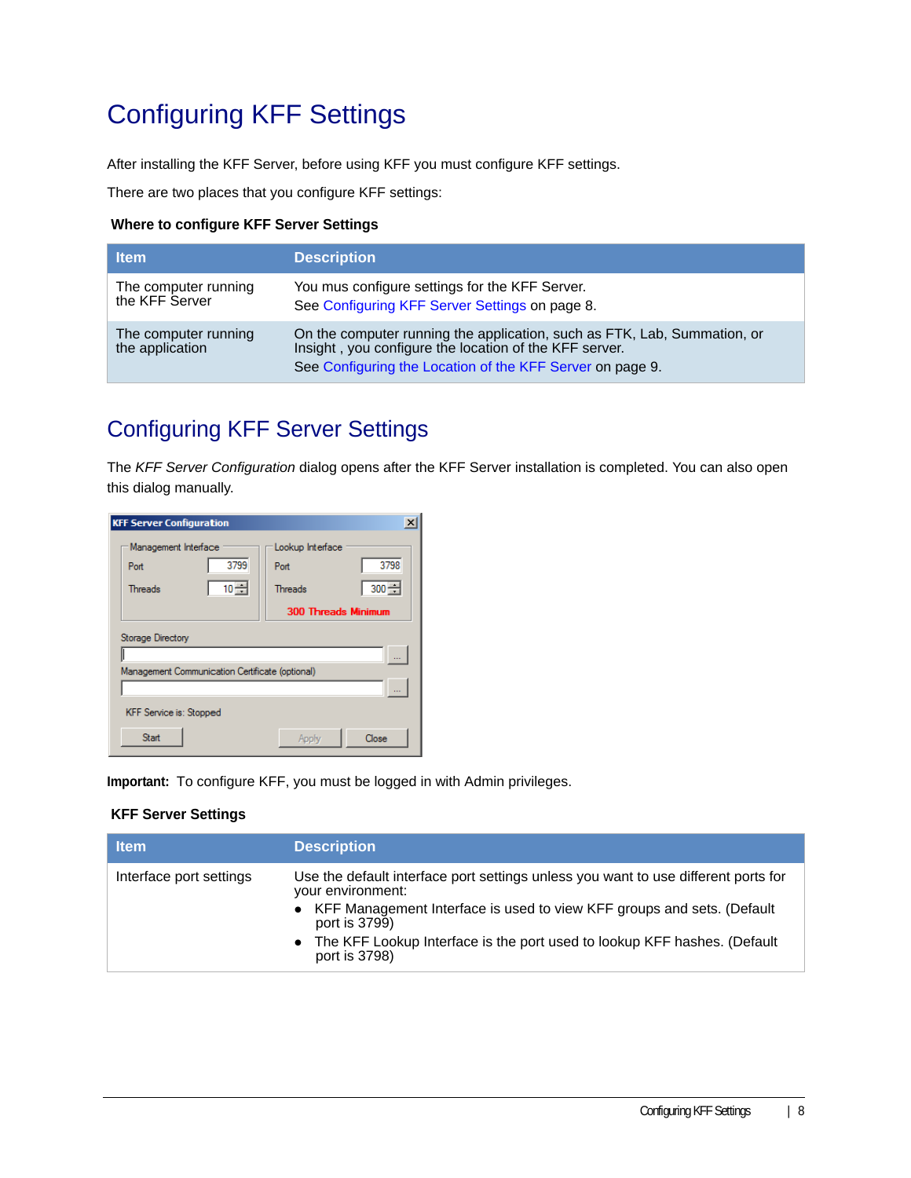# Configuring KFF Settings

After installing the KFF Server, before using KFF you must configure KFF settings.

There are two places that you configure KFF settings:

**Where to configure KFF Server Settings**

| Item | Description |
|---|---|
| The computer running the KFF Server | You mus configure settings for the KFF Server.<br>See Configuring KFF Server Settings on page 8. |
| The computer running the application | On the computer running the application, such as FTK, Lab, Summation, or Insight , you configure the location of the KFF server.<br>See Configuring the Location of the KFF Server on page 9. |

## Configuring KFF Server Settings

The *KFF Server Configuration* dialog opens after the KFF Server installation is completed. You can also open this dialog manually.

**Important:** To configure KFF, you must be logged in with Admin privileges.

**KFF Server Settings**

| Item | Description |
|---|---|
| Interface port settings | Use the default interface port settings unless you want to use different ports for your environment:<br>• KFF Management Interface is used to view KFF groups and sets. (Default port is 3799)<br>• The KFF Lookup Interface is the port used to lookup KFF hashes. (Default port is 3798) |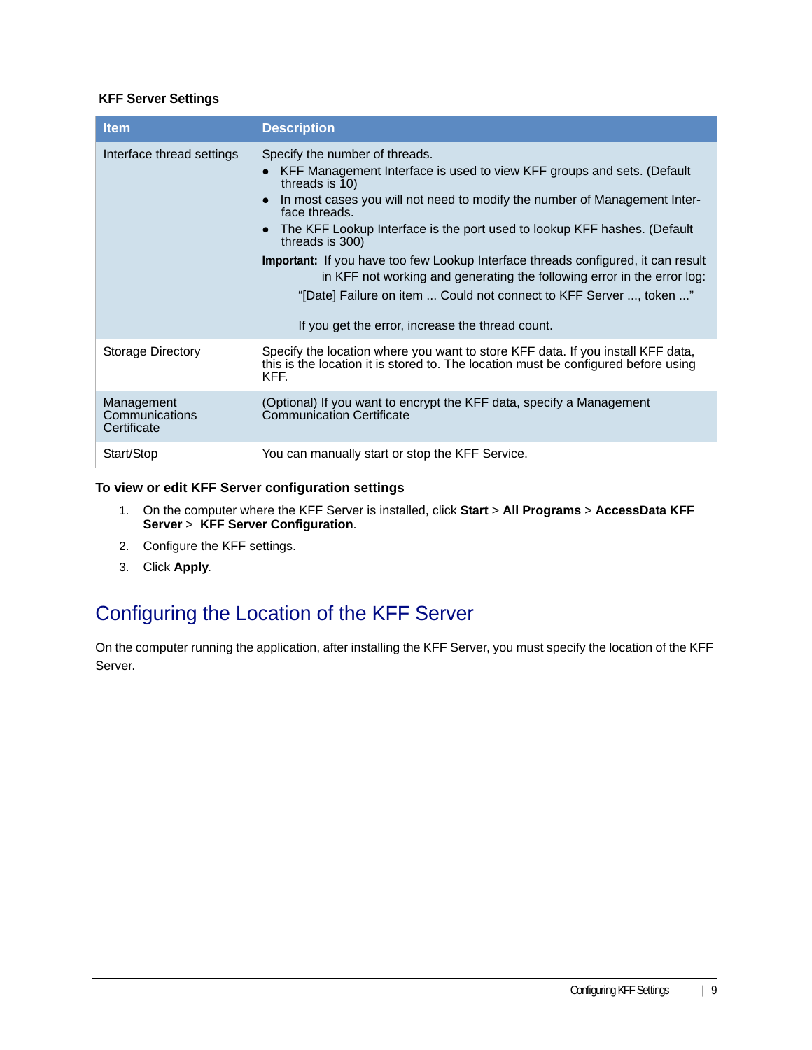**KFF Server Settings**

| Item | Description |
|---|---|
| Interface thread settings | Specify the number of threads.<br>• KFF Management Interface is used to view KFF groups and sets. (Default threads is 10)<br>• In most cases you will not need to modify the number of Management Interface threads.<br>• The KFF Lookup Interface is the port used to lookup KFF hashes. (Default threads is 300)<br>**Important:** If you have too few Lookup Interface threads configured, it can result in KFF not working and generating the following error in the error log:<br>"[Date] Failure on item ... Could not connect to KFF Server ..., token ..."<br>If you get the error, increase the thread count. |
| Storage Directory | Specify the location where you want to store KFF data. If you install KFF data, this is the location it is stored to. The location must be configured before using KFF. |
| Management Communications Certificate | (Optional) If you want to encrypt the KFF data, specify a Management Communication Certificate |
| Start/Stop | You can manually start or stop the KFF Service. |

**To view or edit KFF Server configuration settings**

1. On the computer where the KFF Server is installed, click **Start** > **All Programs** > **AccessData KFF Server** > **KFF Server Configuration**.
2. Configure the KFF settings.
3. Click **Apply**.

## Configuring the Location of the KFF Server

On the computer running the application, after installing the KFF Server, you must specify the location of the KFF Server.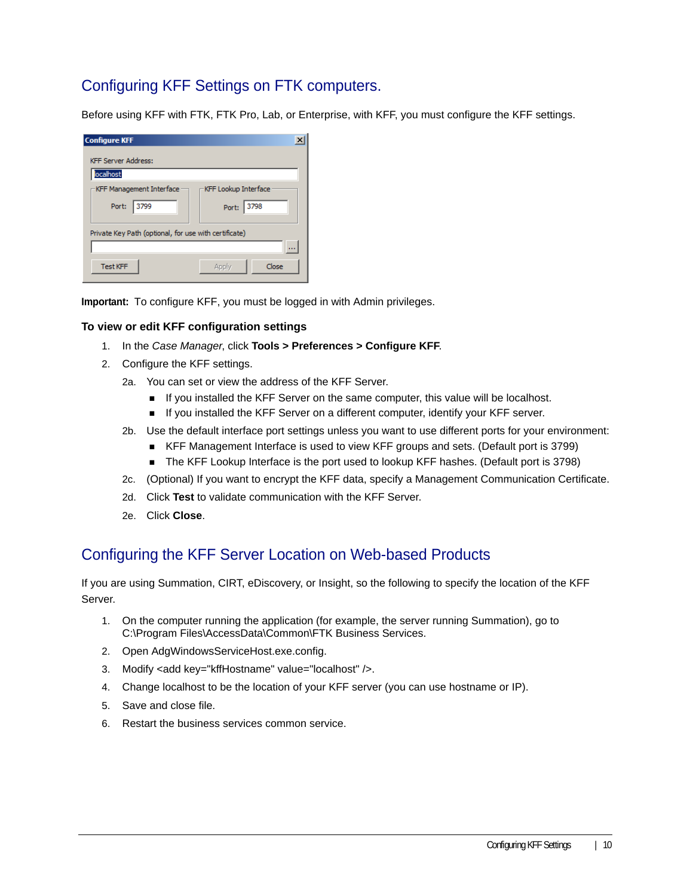## Configuring KFF Settings on FTK computers.

Before using KFF with FTK, FTK Pro, Lab, or Enterprise, with KFF, you must configure the KFF settings.

**Important:** To configure KFF, you must be logged in with Admin privileges.

**To view or edit KFF configuration settings**

1. In the *Case Manager*, click **Tools > Preferences > Configure KFF**.
2. Configure the KFF settings.
   - 2a. You can set or view the address of the KFF Server.
     - If you installed the KFF Server on the same computer, this value will be localhost.
     - If you installed the KFF Server on a different computer, identify your KFF server.
   - 2b. Use the default interface port settings unless you want to use different ports for your environment:
     - KFF Management Interface is used to view KFF groups and sets. (Default port is 3799)
     - The KFF Lookup Interface is the port used to lookup KFF hashes. (Default port is 3798)
   - 2c. (Optional) If you want to encrypt the KFF data, specify a Management Communication Certificate.
   - 2d. Click **Test** to validate communication with the KFF Server.
   - 2e. Click **Close**.

## Configuring the KFF Server Location on Web-based Products

If you are using Summation, CIRT, eDiscovery, or Insight, so the following to specify the location of the KFF Server.

1. On the computer running the application (for example, the server running Summation), go to C:\Program Files\AccessData\Common\FTK Business Services.
2. Open AdgWindowsServiceHost.exe.config.
3. Modify <add key="kffHostname" value="localhost" />.
4. Change localhost to be the location of your KFF server (you can use hostname or IP).
5. Save and close file.
6. Restart the business services common service.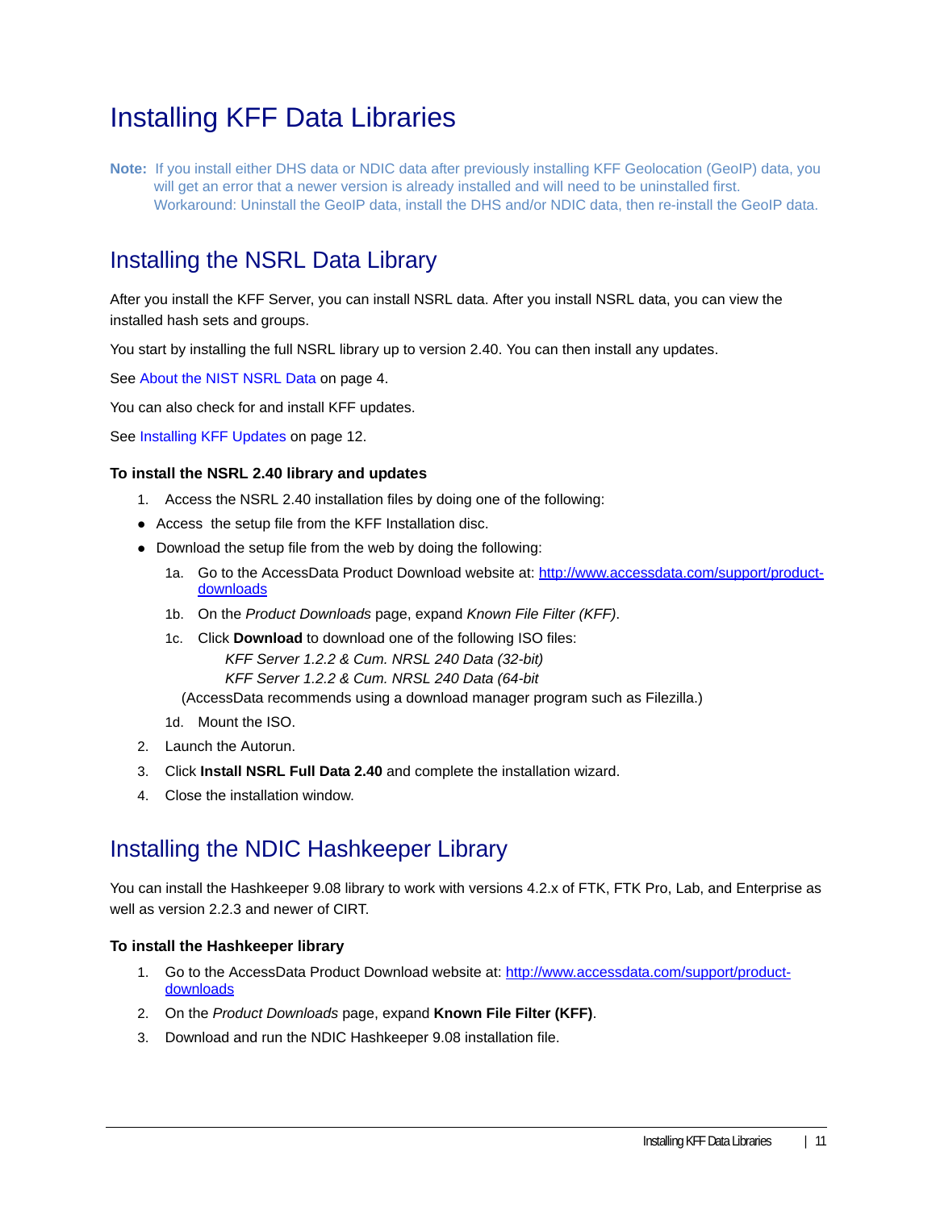# Installing KFF Data Libraries

**Note:** If you install either DHS data or NDIC data after previously installing KFF Geolocation (GeoIP) data, you will get an error that a newer version is already installed and will need to be uninstalled first. Workaround: Uninstall the GeoIP data, install the DHS and/or NDIC data, then re-install the GeoIP data.

## Installing the NSRL Data Library

After you install the KFF Server, you can install NSRL data. After you install NSRL data, you can view the installed hash sets and groups.

You start by installing the full NSRL library up to version 2.40. You can then install any updates.

See About the NIST NSRL Data on page 4.

You can also check for and install KFF updates.

See Installing KFF Updates on page 12.

#### To install the NSRL 2.40 library and updates

1. Access the NSRL 2.40 installation files by doing one of the following:

- Access the setup file from the KFF Installation disc.
- Download the setup file from the web by doing the following:

   1a. Go to the AccessData Product Download website at: http://www.accessdata.com/support/product-downloads

   1b. On the *Product Downloads* page, expand *Known File Filter (KFF)*.

   1c. Click **Download** to download one of the following ISO files:
   *KFF Server 1.2.2 & Cum. NRSL 240 Data (32-bit)*
   *KFF Server 1.2.2 & Cum. NRSL 240 Data (64-bit*

   (AccessData recommends using a download manager program such as Filezilla.)

   1d. Mount the ISO.

2. Launch the Autorun.
3. Click **Install NSRL Full Data 2.40** and complete the installation wizard.
4. Close the installation window.

## Installing the NDIC Hashkeeper Library

You can install the Hashkeeper 9.08 library to work with versions 4.2.x of FTK, FTK Pro, Lab, and Enterprise as well as version 2.2.3 and newer of CIRT.

#### To install the Hashkeeper library

1. Go to the AccessData Product Download website at: http://www.accessdata.com/support/product-downloads
2. On the *Product Downloads* page, expand **Known File Filter (KFF)**.
3. Download and run the NDIC Hashkeeper 9.08 installation file.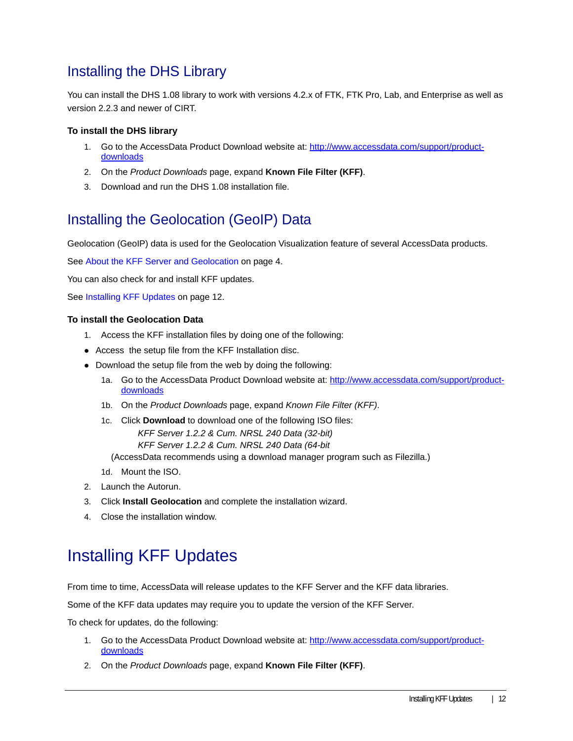## Installing the DHS Library

You can install the DHS 1.08 library to work with versions 4.2.x of FTK, FTK Pro, Lab, and Enterprise as well as version 2.2.3 and newer of CIRT.

**To install the DHS library**

1. Go to the AccessData Product Download website at: [http://www.accessdata.com/support/product-downloads](http://www.accessdata.com/support/product-downloads)
2. On the *Product Downloads* page, expand **Known File Filter (KFF)**.
3. Download and run the DHS 1.08 installation file.

## Installing the Geolocation (GeoIP) Data

Geolocation (GeoIP) data is used for the Geolocation Visualization feature of several AccessData products.

See About the KFF Server and Geolocation on page 4.

You can also check for and install KFF updates.

See Installing KFF Updates on page 12.

**To install the Geolocation Data**

1. Access the KFF installation files by doing one of the following:

- Access  the setup file from the KFF Installation disc.
- Download the setup file from the web by doing the following:

  1a. Go to the AccessData Product Download website at: [http://www.accessdata.com/support/product-downloads](http://www.accessdata.com/support/product-downloads)

  1b. On the *Product Downloads* page, expand *Known File Filter (KFF)*.

  1c. Click **Download** to download one of the following ISO files:
  *KFF Server 1.2.2 & Cum. NRSL 240 Data (32-bit)*
  *KFF Server 1.2.2 & Cum. NRSL 240 Data (64-bit*
  (AccessData recommends using a download manager program such as Filezilla.)

  1d. Mount the ISO.

2. Launch the Autorun.
3. Click **Install Geolocation** and complete the installation wizard.
4. Close the installation window.

# Installing KFF Updates

From time to time, AccessData will release updates to the KFF Server and the KFF data libraries.

Some of the KFF data updates may require you to update the version of the KFF Server.

To check for updates, do the following:

1. Go to the AccessData Product Download website at: [http://www.accessdata.com/support/product-downloads](http://www.accessdata.com/support/product-downloads)
2. On the *Product Downloads* page, expand **Known File Filter (KFF)**.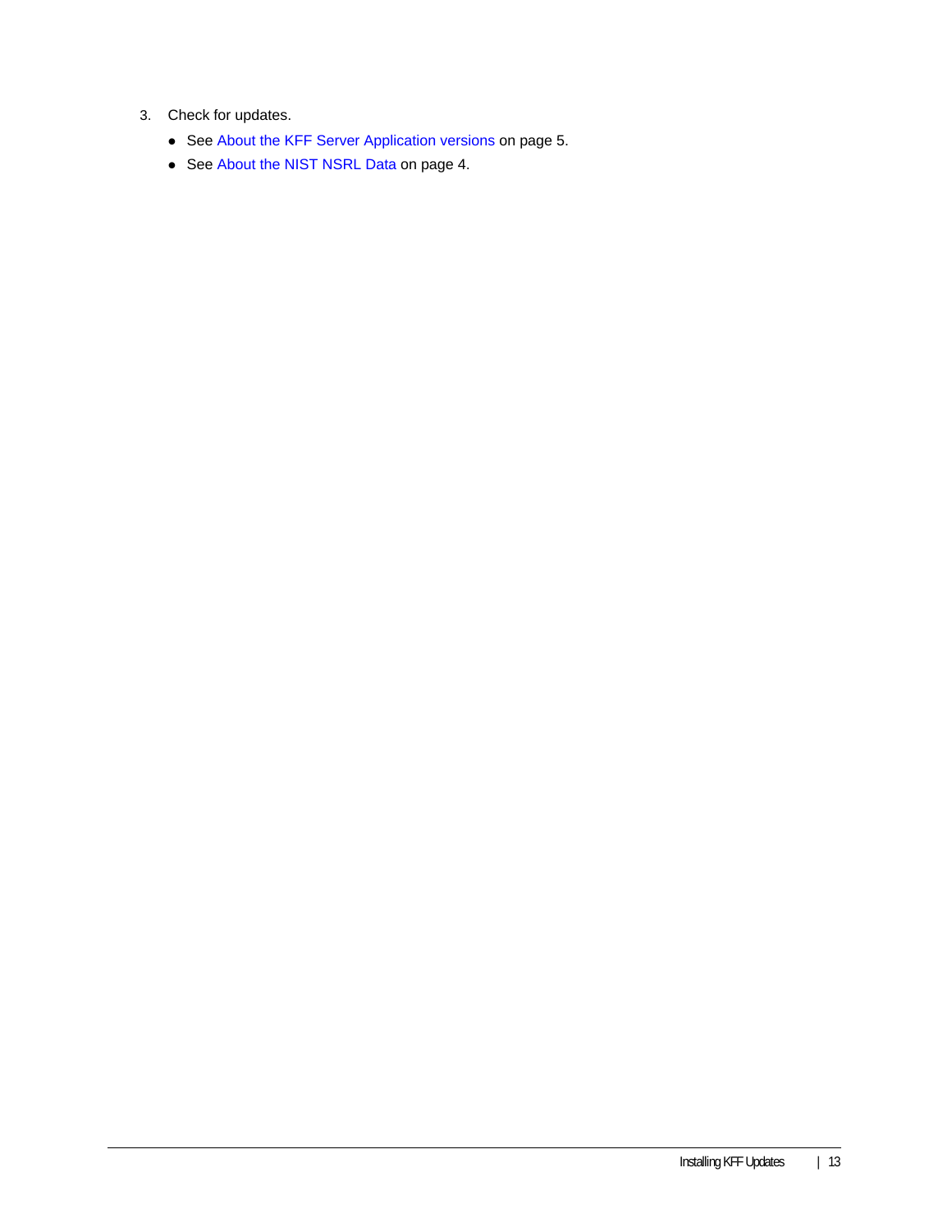3. Check for updates.
    - See About the KFF Server Application versions on page 5.
    - See About the NIST NSRL Data on page 4.